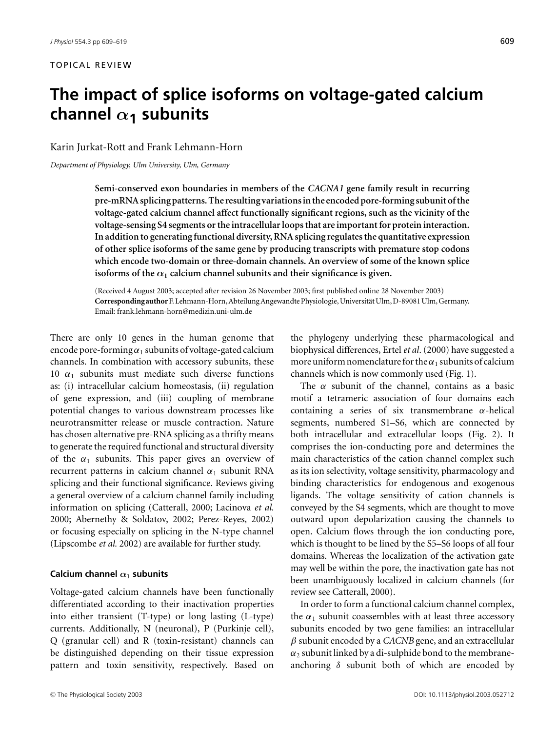TOPICAL REVIEW

# The impact of splice isoforms on voltage-gated calcium channel $\alpha_1$ subunits

Karin Jurkat-Rott and Frank Lehmann-Horn

*Department of Physiology, Ulm University, Ulm, Germany*

**Semi-conserved exon boundaries in members of the *CACNA1* gene family result in recurring pre-mRNA splicing patterns. The resulting variations in the encoded pore-forming subunit of the voltage-gated calcium channel affect functionally significant regions, such as the vicinity of the voltage-sensing S4 segments or the intracellular loops that are important for protein interaction. In addition to generating functional diversity, RNA splicing regulates the quantitative expression of other splice isoforms of the same gene by producing transcripts with premature stop codons which encode two-domain or three-domain channels. An overview of some of the known splice isoforms of the $\alpha_1$ calcium channel subunits and their significance is given.**

(Received 4 August 2003; accepted after revision 26 November 2003; first published online 28 November 2003)
**Corresponding author** F. Lehmann-Horn, Abteilung Angewandte Physiologie, Universität Ulm, D-89081 Ulm, Germany. Email: frank.lehmann-horn@medizin.uni-ulm.de

There are only 10 genes in the human genome that encode pore-forming $\alpha_1$ subunits of voltage-gated calcium channels. In combination with accessory subunits, these 10 $\alpha_1$ subunits must mediate such diverse functions as: (i) intracellular calcium homeostasis, (ii) regulation of gene expression, and (iii) coupling of membrane potential changes to various downstream processes like neurotransmitter release or muscle contraction. Nature has chosen alternative pre-RNA splicing as a thrifty means to generate the required functional and structural diversity of the $\alpha_1$ subunits. This paper gives an overview of recurrent patterns in calcium channel $\alpha_1$ subunit RNA splicing and their functional significance. Reviews giving a general overview of a calcium channel family including information on splicing (Catterall, 2000; Lacinova *et al.* 2000; Abernethy & Soldatov, 2002; Perez-Reyes, 2002) or focusing especially on splicing in the N-type channel (Lipscombe *et al.* 2002) are available for further study.

## Calcium channel $\alpha_1$ subunits

Voltage-gated calcium channels have been functionally differentiated according to their inactivation properties into either transient (T-type) or long lasting (L-type) currents. Additionally, N (neuronal), P (Purkinje cell), Q (granular cell) and R (toxin-resistant) channels can be distinguished depending on their tissue expression pattern and toxin sensitivity, respectively. Based on the phylogeny underlying these pharmacological and biophysical differences, Ertel *et al.* (2000) have suggested a more uniform nomenclature for the $\alpha_1$ subunits of calcium channels which is now commonly used (Fig. 1).

The $\alpha$ subunit of the channel, contains as a basic motif a tetrameric association of four domains each containing a series of six transmembrane $\alpha$-helical segments, numbered S1–S6, which are connected by both intracellular and extracellular loops (Fig. 2). It comprises the ion-conducting pore and determines the main characteristics of the cation channel complex such as its ion selectivity, voltage sensitivity, pharmacology and binding characteristics for endogenous and exogenous ligands. The voltage sensitivity of cation channels is conveyed by the S4 segments, which are thought to move outward upon depolarization causing the channels to open. Calcium flows through the ion conducting pore, which is thought to be lined by the S5–S6 loops of all four domains. Whereas the localization of the activation gate may well be within the pore, the inactivation gate has not been unambiguously localized in calcium channels (for review see Catterall, 2000).

In order to form a functional calcium channel complex, the $\alpha_1$ subunit coassembles with at least three accessory subunits encoded by two gene families: an intracellular $\beta$ subunit encoded by a *CACNB* gene, and an extracellular $\alpha_2$ subunit linked by a di-sulphide bond to the membrane-anchoring $\delta$ subunit both of which are encoded by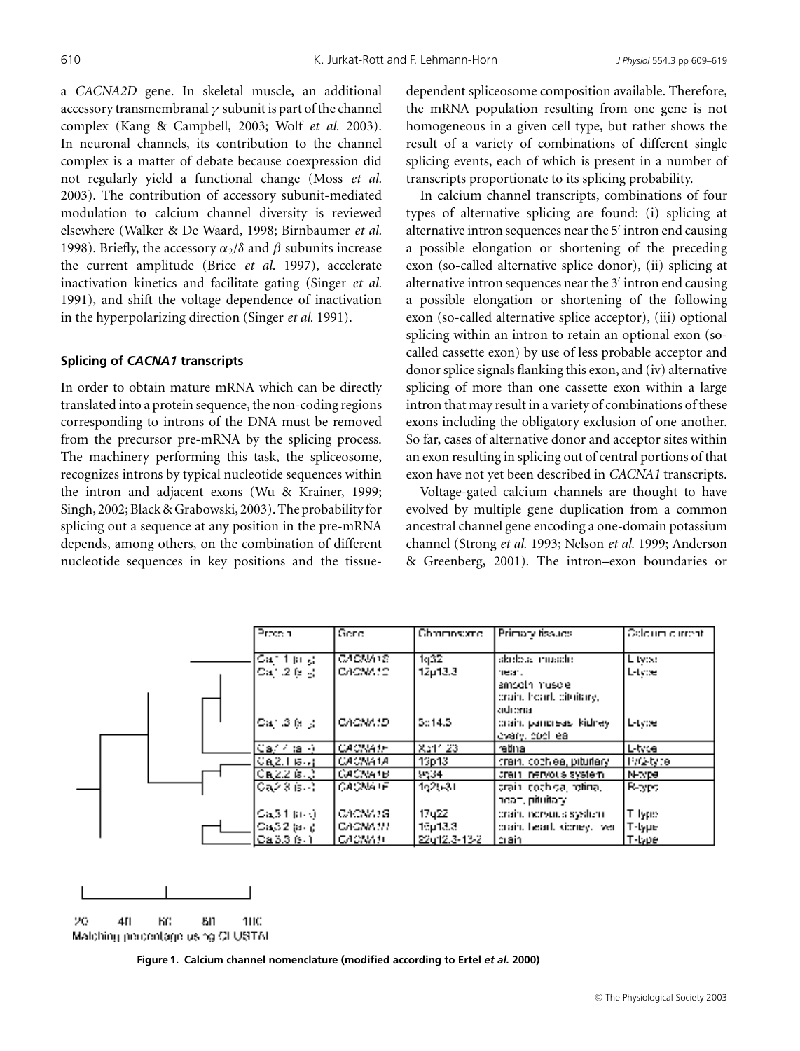a *CACNA2D* gene. In skeletal muscle, an additional accessory transmembranal $\gamma$ subunit is part of the channel complex (Kang & Campbell, 2003; Wolf *et al.* 2003). In neuronal channels, its contribution to the channel complex is a matter of debate because coexpression did not regularly yield a functional change (Moss *et al.* 2003). The contribution of accessory subunit-mediated modulation to calcium channel diversity is reviewed elsewhere (Walker & De Waard, 1998; Birnbaumer *et al.* 1998). Briefly, the accessory $\alpha_2/\delta$ and $\beta$ subunits increase the current amplitude (Brice *et al.* 1997), accelerate inactivation kinetics and facilitate gating (Singer *et al.* 1991), and shift the voltage dependence of inactivation in the hyperpolarizing direction (Singer *et al.* 1991).

### Splicing of *CACNA1* transcripts

In order to obtain mature mRNA which can be directly translated into a protein sequence, the non-coding regions corresponding to introns of the DNA must be removed from the precursor pre-mRNA by the splicing process. The machinery performing this task, the spliceosome, recognizes introns by typical nucleotide sequences within the intron and adjacent exons (Wu & Krainer, 1999; Singh, 2002; Black & Grabowski, 2003). The probability for splicing out a sequence at any position in the pre-mRNA depends, among others, on the combination of different nucleotide sequences in key positions and the tissue-dependent spliceosome composition available. Therefore, the mRNA population resulting from one gene is not homogeneous in a given cell type, but rather shows the result of a variety of combinations of different single splicing events, each of which is present in a number of transcripts proportionate to its splicing probability.

In calcium channel transcripts, combinations of four types of alternative splicing are found: (i) splicing at alternative intron sequences near the 5′ intron end causing a possible elongation or shortening of the preceding exon (so-called alternative splice donor), (ii) splicing at alternative intron sequences near the 3′ intron end causing a possible elongation or shortening of the following exon (so-called alternative splice acceptor), (iii) optional splicing within an intron to retain an optional exon (so-called cassette exon) by use of less probable acceptor and donor splice signals flanking this exon, and (iv) alternative splicing of more than one cassette exon within a large intron that may result in a variety of combinations of these exons including the obligatory exclusion of one another. So far, cases of alternative donor and acceptor sites within an exon resulting in splicing out of central portions of that exon have not yet been described in *CACNA1* transcripts.

Voltage-gated calcium channels are thought to have evolved by multiple gene duplication from a common ancestral channel gene encoding a one-domain potassium channel (Strong *et al.* 1993; Nelson *et al.* 1999; Anderson & Greenberg, 2001). The intron–exon boundaries or

| Protein | Gene | Chromosome | Primary tissues | Calcium current |
|---|---|---|---|---|
| $Ca_V1.1$ ($\alpha_{1S}$) | CACNA1S | 1q32 | skeletal muscle | L-type |
| $Ca_V1.2$ ($\alpha_{1C}$) | CACNA1C | 12p13.3 | heart, smooth muscle, brain, heart, pituitary, adrenal | L-type |
| $Ca_V1.3$ ($\alpha_{1D}$) | CACNA1D | 3p14.3 | brain, pancreas, kidney, ovary, cochlea | L-type |
| $Ca_V1.4$ ($\alpha_{1F}$) | CACNA1F | Xp11.23 | retina | L-type |
| $Ca_V2.1$ ($\alpha_{1A}$) | CACNA1A | 19p13 | brain, cochlea, pituitary | P/Q-type |
| $Ca_V2.2$ ($\alpha_{1B}$) | CACNA1B | 9q34 | brain, nervous system | N-type |
| $Ca_V2.3$ ($\alpha_{1E}$) | CACNA1E | 1q25-31 | brain, cochlea, retina, heart, pituitary | R-type |
| $Ca_V3.1$ ($\alpha_{1G}$) | CACNA1G | 17q22 | brain, nervous system | T-type |
| $Ca_V3.2$ ($\alpha_{1H}$) | CACNA1H | 16p13.3 | brain, heart, kidney, liver | T-type |
| $Ca_V3.3$ ($\alpha_{1I}$) | CACNA1I | 22q12.3-13.2 | brain | T-type |

20 40 60 80 100
Matching percentage using CLUSTAL

**Figure 1. Calcium channel nomenclature (modified according to Ertel *et al.* 2000)**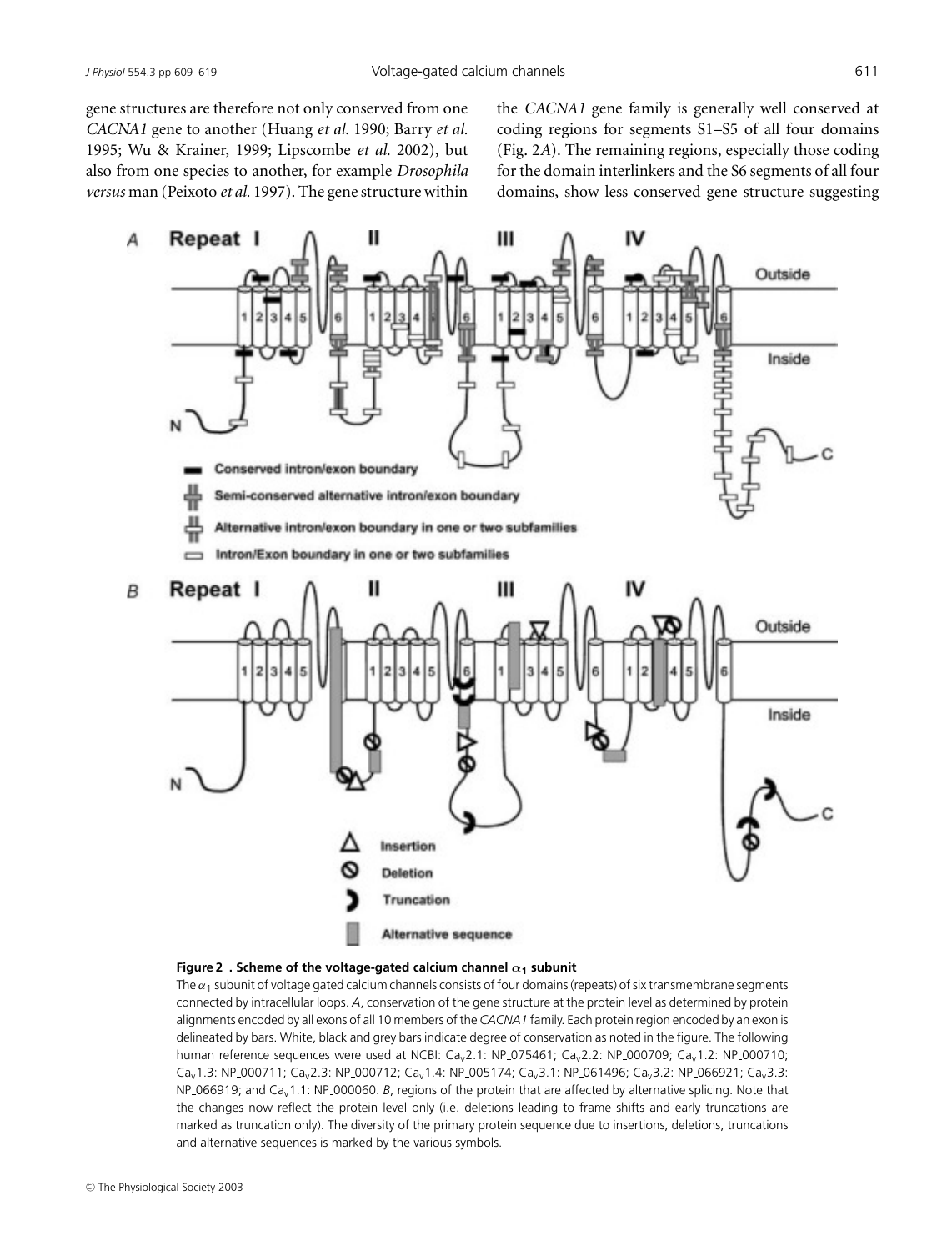gene structures are therefore not only conserved from one *CACNA1* gene to another (Huang *et al.* 1990; Barry *et al.* 1995; Wu & Krainer, 1999; Lipscombe *et al.* 2002), but also from one species to another, for example *Drosophila versus* man (Peixoto *et al.* 1997). The gene structure within the *CACNA1* gene family is generally well conserved at coding regions for segments S1–S5 of all four domains (Fig. 2*A*). The remaining regions, especially those coding for the domain interlinkers and the S6 segments of all four domains, show less conserved gene structure suggesting

**Figure 2 . Scheme of the voltage-gated calcium channel $\alpha_1$ subunit**

The $\alpha_1$ subunit of voltage gated calcium channels consists of four domains (repeats) of six transmembrane segments connected by intracellular loops. *A*, conservation of the gene structure at the protein level as determined by protein alignments encoded by all exons of all 10 members of the *CACNA1* family. Each protein region encoded by an exon is delineated by bars. White, black and grey bars indicate degree of conservation as noted in the figure. The following human reference sequences were used at NCBI: $Ca_v2.1$: NP_075461; $Ca_v2.2$: NP_000709; $Ca_v1.2$: NP_000710; $Ca_v1.3$: NP_000711; $Ca_v2.3$: NP_000712; $Ca_v1.4$: NP_005174; $Ca_v3.1$: NP_061496; $Ca_v3.2$: NP_066921; $Ca_v3.3$: NP_066919; and $Ca_v1.1$: NP_000060. *B*, regions of the protein that are affected by alternative splicing. Note that the changes now reflect the protein level only (i.e. deletions leading to frame shifts and early truncations are marked as truncation only). The diversity of the primary protein sequence due to insertions, deletions, truncations and alternative sequences is marked by the various symbols.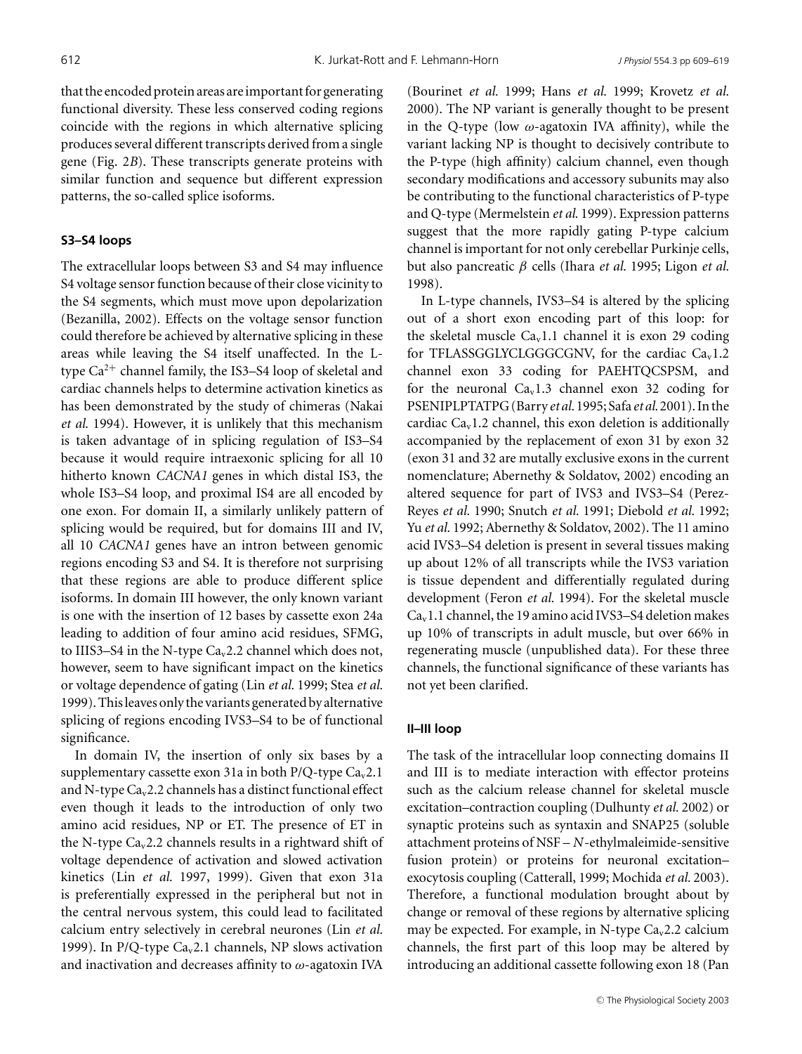that the encoded protein areas are important for generating functional diversity. These less conserved coding regions coincide with the regions in which alternative splicing produces several different transcripts derived from a single gene (Fig. 2*B*). These transcripts generate proteins with similar function and sequence but different expression patterns, the so-called splice isoforms.

### S3–S4 loops

The extracellular loops between S3 and S4 may influence S4 voltage sensor function because of their close vicinity to the S4 segments, which must move upon depolarization (Bezanilla, 2002). Effects on the voltage sensor function could therefore be achieved by alternative splicing in these areas while leaving the S4 itself unaffected. In the L-type $Ca^{2+}$ channel family, the IS3–S4 loop of skeletal and cardiac channels helps to determine activation kinetics as has been demonstrated by the study of chimeras (Nakai *et al.* 1994). However, it is unlikely that this mechanism is taken advantage of in splicing regulation of IS3–S4 because it would require intraexonic splicing for all 10 hitherto known *CACNA1* genes in which distal IS3, the whole IS3–S4 loop, and proximal IS4 are all encoded by one exon. For domain II, a similarly unlikely pattern of splicing would be required, but for domains III and IV, all 10 *CACNA1* genes have an intron between genomic regions encoding S3 and S4. It is therefore not surprising that these regions are able to produce different splice isoforms. In domain III however, the only known variant is one with the insertion of 12 bases by cassette exon 24a leading to addition of four amino acid residues, SFMG, to IIIS3–S4 in the N-type $Ca_v2.2$ channel which does not, however, seem to have significant impact on the kinetics or voltage dependence of gating (Lin *et al.* 1999; Stea *et al.* 1999). This leaves only the variants generated by alternative splicing of regions encoding IVS3–S4 to be of functional significance.

In domain IV, the insertion of only six bases by a supplementary cassette exon 31a in both P/Q-type $Ca_v2.1$ and N-type $Ca_v2.2$ channels has a distinct functional effect even though it leads to the introduction of only two amino acid residues, NP or ET. The presence of ET in the N-type $Ca_v2.2$ channels results in a rightward shift of voltage dependence of activation and slowed activation kinetics (Lin *et al.* 1997, 1999). Given that exon 31a is preferentially expressed in the peripheral but not in the central nervous system, this could lead to facilitated calcium entry selectively in cerebral neurones (Lin *et al.* 1999). In P/Q-type $Ca_v2.1$ channels, NP slows activation and inactivation and decreases affinity to $\omega$-agatoxin IVA (Bourinet *et al.* 1999; Hans *et al.* 1999; Krovetz *et al.* 2000). The NP variant is generally thought to be present in the Q-type (low $\omega$-agatoxin IVA affinity), while the variant lacking NP is thought to decisively contribute to the P-type (high affinity) calcium channel, even though secondary modifications and accessory subunits may also be contributing to the functional characteristics of P-type and Q-type (Mermelstein *et al.* 1999). Expression patterns suggest that the more rapidly gating P-type calcium channel is important for not only cerebellar Purkinje cells, but also pancreatic $\beta$ cells (Ihara *et al.* 1995; Ligon *et al.* 1998).

In L-type channels, IVS3–S4 is altered by the splicing out of a short exon encoding part of this loop: for the skeletal muscle $Ca_v1.1$ channel it is exon 29 coding for TFLASSGGLYCLGGGCGNV, for the cardiac $Ca_v1.2$ channel exon 33 coding for PAEHTQCSPSM, and for the neuronal $Ca_v1.3$ channel exon 32 coding for PSENIPLPTATPG (Barry *et al.* 1995; Safa *et al.* 2001). In the cardiac $Ca_v1.2$ channel, this exon deletion is additionally accompanied by the replacement of exon 31 by exon 32 (exon 31 and 32 are mutally exclusive exons in the current nomenclature; Abernethy & Soldatov, 2002) encoding an altered sequence for part of IVS3 and IVS3–S4 (Perez-Reyes *et al.* 1990; Snutch *et al.* 1991; Diebold *et al.* 1992; Yu *et al.* 1992; Abernethy & Soldatov, 2002). The 11 amino acid IVS3–S4 deletion is present in several tissues making up about 12% of all transcripts while the IVS3 variation is tissue dependent and differentially regulated during development (Feron *et al.* 1994). For the skeletal muscle $Ca_v1.1$ channel, the 19 amino acid IVS3–S4 deletion makes up 10% of transcripts in adult muscle, but over 66% in regenerating muscle (unpublished data). For these three channels, the functional significance of these variants has not yet been clarified.

### II–III loop

The task of the intracellular loop connecting domains II and III is to mediate interaction with effector proteins such as the calcium release channel for skeletal muscle excitation–contraction coupling (Dulhunty *et al.* 2002) or synaptic proteins such as syntaxin and SNAP25 (soluble attachment proteins of NSF – *N*-ethylmaleimide-sensitive fusion protein) or proteins for neuronal excitation–exocytosis coupling (Catterall, 1999; Mochida *et al.* 2003). Therefore, a functional modulation brought about by change or removal of these regions by alternative splicing may be expected. For example, in N-type $Ca_v2.2$ calcium channels, the first part of this loop may be altered by introducing an additional cassette following exon 18 (Pan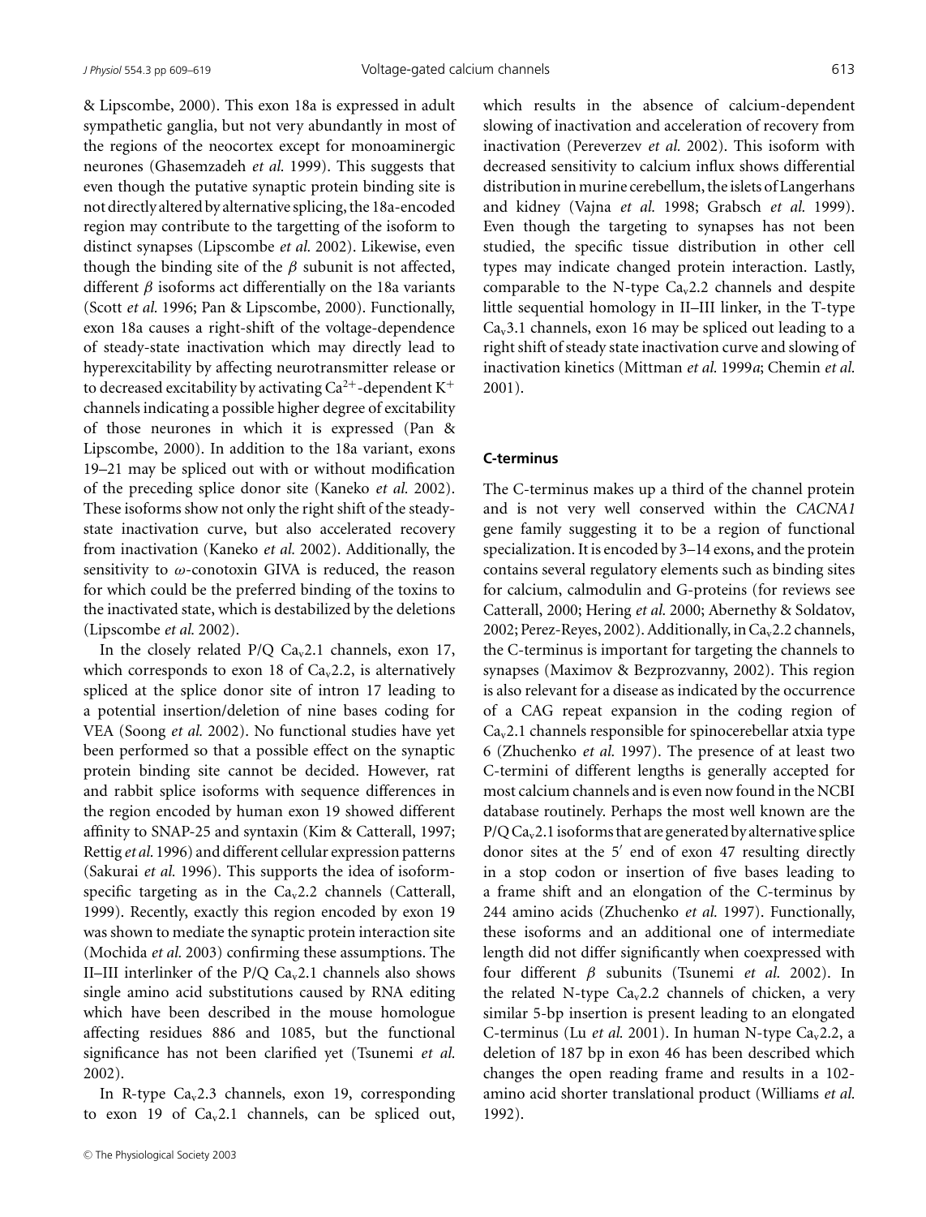& Lipscombe, 2000). This exon 18a is expressed in adult sympathetic ganglia, but not very abundantly in most of the regions of the neocortex except for monoaminergic neurones (Ghasemzadeh *et al.* 1999). This suggests that even though the putative synaptic protein binding site is not directly altered by alternative splicing, the 18a-encoded region may contribute to the targetting of the isoform to distinct synapses (Lipscombe *et al.* 2002). Likewise, even though the binding site of the $\beta$ subunit is not affected, different $\beta$ isoforms act differentially on the 18a variants (Scott *et al.* 1996; Pan & Lipscombe, 2000). Functionally, exon 18a causes a right-shift of the voltage-dependence of steady-state inactivation which may directly lead to hyperexcitability by affecting neurotransmitter release or to decreased excitability by activating $Ca^{2+}$-dependent $K^+$ channels indicating a possible higher degree of excitability of those neurones in which it is expressed (Pan & Lipscombe, 2000). In addition to the 18a variant, exons 19–21 may be spliced out with or without modification of the preceding splice donor site (Kaneko *et al.* 2002). These isoforms show not only the right shift of the steady-state inactivation curve, but also accelerated recovery from inactivation (Kaneko *et al.* 2002). Additionally, the sensitivity to $\omega$-conotoxin GIVA is reduced, the reason for which could be the preferred binding of the toxins to the inactivated state, which is destabilized by the deletions (Lipscombe *et al.* 2002).

In the closely related P/Q $Ca_v2.1$ channels, exon 17, which corresponds to exon 18 of $Ca_v2.2$, is alternatively spliced at the splice donor site of intron 17 leading to a potential insertion/deletion of nine bases coding for VEA (Soong *et al.* 2002). No functional studies have yet been performed so that a possible effect on the synaptic protein binding site cannot be decided. However, rat and rabbit splice isoforms with sequence differences in the region encoded by human exon 19 showed different affinity to SNAP-25 and syntaxin (Kim & Catterall, 1997; Rettig *et al.* 1996) and different cellular expression patterns (Sakurai *et al.* 1996). This supports the idea of isoform-specific targeting as in the $Ca_v2.2$ channels (Catterall, 1999). Recently, exactly this region encoded by exon 19 was shown to mediate the synaptic protein interaction site (Mochida *et al.* 2003) confirming these assumptions. The II–III interlinker of the P/Q $Ca_v2.1$ channels also shows single amino acid substitutions caused by RNA editing which have been described in the mouse homologue affecting residues 886 and 1085, but the functional significance has not been clarified yet (Tsunemi *et al.* 2002).

In R-type $Ca_v2.3$ channels, exon 19, corresponding to exon 19 of $Ca_v2.1$ channels, can be spliced out, which results in the absence of calcium-dependent slowing of inactivation and acceleration of recovery from inactivation (Pereverzev *et al.* 2002). This isoform with decreased sensitivity to calcium influx shows differential distribution in murine cerebellum, the islets of Langerhans and kidney (Vajna *et al.* 1998; Grabsch *et al.* 1999). Even though the targeting to synapses has not been studied, the specific tissue distribution in other cell types may indicate changed protein interaction. Lastly, comparable to the N-type $Ca_v2.2$ channels and despite little sequential homology in II–III linker, in the T-type $Ca_v3.1$ channels, exon 16 may be spliced out leading to a right shift of steady state inactivation curve and slowing of inactivation kinetics (Mittman *et al.* 1999*a*; Chemin *et al.* 2001).

### C-terminus

The C-terminus makes up a third of the channel protein and is not very well conserved within the *CACNA1* gene family suggesting it to be a region of functional specialization. It is encoded by 3–14 exons, and the protein contains several regulatory elements such as binding sites for calcium, calmodulin and G-proteins (for reviews see Catterall, 2000; Hering *et al.* 2000; Abernethy & Soldatov, 2002; Perez-Reyes, 2002). Additionally, in $Ca_v2.2$ channels, the C-terminus is important for targeting the channels to synapses (Maximov & Bezprozvanny, 2002). This region is also relevant for a disease as indicated by the occurrence of a CAG repeat expansion in the coding region of $Ca_v2.1$ channels responsible for spinocerebellar atxia type 6 (Zhuchenko *et al.* 1997). The presence of at least two C-termini of different lengths is generally accepted for most calcium channels and is even now found in the NCBI database routinely. Perhaps the most well known are the P/Q $Ca_v2.1$ isoforms that are generated by alternative splice donor sites at the 5′ end of exon 47 resulting directly in a stop codon or insertion of five bases leading to a frame shift and an elongation of the C-terminus by 244 amino acids (Zhuchenko *et al.* 1997). Functionally, these isoforms and an additional one of intermediate length did not differ significantly when coexpressed with four different $\beta$ subunits (Tsunemi *et al.* 2002). In the related N-type $Ca_v2.2$ channels of chicken, a very similar 5-bp insertion is present leading to an elongated C-terminus (Lu *et al.* 2001). In human N-type $Ca_v2.2$, a deletion of 187 bp in exon 46 has been described which changes the open reading frame and results in a 102-amino acid shorter translational product (Williams *et al.* 1992).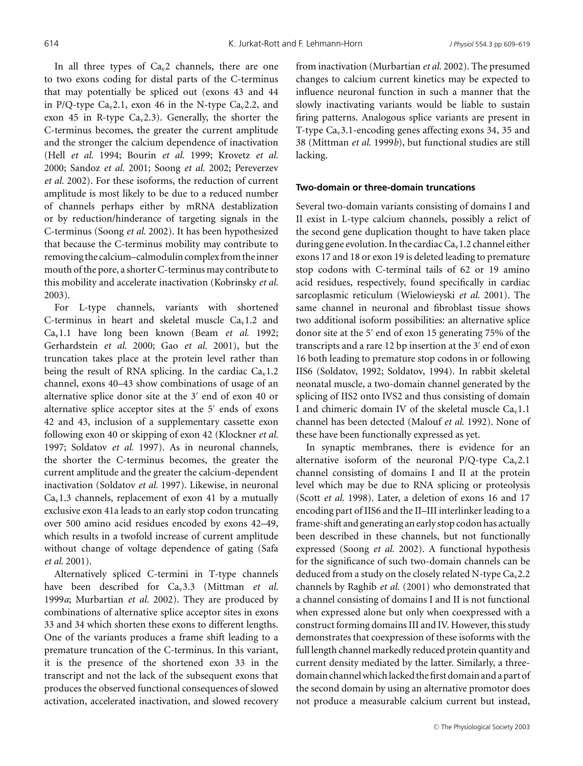In all three types of $Ca_v2$ channels, there are one to two exons coding for distal parts of the C-terminus that may potentially be spliced out (exons 43 and 44 in P/Q-type $Ca_v2.1$, exon 46 in the N-type $Ca_v2.2$, and exon 45 in R-type $Ca_v2.3$). Generally, the shorter the C-terminus becomes, the greater the current amplitude and the stronger the calcium dependence of inactivation (Hell *et al.* 1994; Bourin *et al.* 1999; Krovetz *et al.* 2000; Sandoz *et al.* 2001; Soong *et al.* 2002; Pereverzev *et al.* 2002). For these isoforms, the reduction of current amplitude is most likely to be due to a reduced number of channels perhaps either by mRNA destablization or by reduction/hinderance of targeting signals in the C-terminus (Soong *et al.* 2002). It has been hypothesized that because the C-terminus mobility may contribute to removing the calcium–calmodulin complex from the inner mouth of the pore, a shorter C-terminus may contribute to this mobility and accelerate inactivation (Kobrinsky *et al.* 2003).

For L-type channels, variants with shortened C-terminus in heart and skeletal muscle $Ca_v1.2$ and $Ca_v1.1$ have long been known (Beam *et al.* 1992; Gerhardstein *et al.* 2000; Gao *et al.* 2001), but the truncation takes place at the protein level rather than being the result of RNA splicing. In the cardiac $Ca_v1.2$ channel, exons 40–43 show combinations of usage of an alternative splice donor site at the 3′ end of exon 40 or alternative splice acceptor sites at the 5′ ends of exons 42 and 43, inclusion of a supplementary cassette exon following exon 40 or skipping of exon 42 (Klockner *et al.* 1997; Soldatov *et al.* 1997). As in neuronal channels, the shorter the C-terminus becomes, the greater the current amplitude and the greater the calcium-dependent inactivation (Soldatov *et al.* 1997). Likewise, in neuronal $Ca_v1.3$ channels, replacement of exon 41 by a mutually exclusive exon 41a leads to an early stop codon truncating over 500 amino acid residues encoded by exons 42–49, which results in a twofold increase of current amplitude without change of voltage dependence of gating (Safa *et al.* 2001).

Alternatively spliced C-termini in T-type channels have been described for $Ca_v3.3$ (Mittman *et al.* 1999*a*; Murbartian *et al.* 2002). They are produced by combinations of alternative splice acceptor sites in exons 33 and 34 which shorten these exons to different lengths. One of the variants produces a frame shift leading to a premature truncation of the C-terminus. In this variant, it is the presence of the shortened exon 33 in the transcript and not the lack of the subsequent exons that produces the observed functional consequences of slowed activation, accelerated inactivation, and slowed recovery from inactivation (Murbartian *et al.* 2002). The presumed changes to calcium current kinetics may be expected to influence neuronal function in such a manner that the slowly inactivating variants would be liable to sustain firing patterns. Analogous splice variants are present in T-type $Ca_v3.1$-encoding genes affecting exons 34, 35 and 38 (Mittman *et al.* 1999*b*), but functional studies are still lacking.

#### Two-domain or three-domain truncations

Several two-domain variants consisting of domains I and II exist in L-type calcium channels, possibly a relict of the second gene duplication thought to have taken place during gene evolution. In the cardiac $Ca_v1.2$ channel either exons 17 and 18 or exon 19 is deleted leading to premature stop codons with C-terminal tails of 62 or 19 amino acid residues, respectively, found specifically in cardiac sarcoplasmic reticulum (Wielowieyski *et al.* 2001). The same channel in neuronal and fibroblast tissue shows two additional isoform possibilities: an alternative splice donor site at the 5′ end of exon 15 generating 75% of the transcripts and a rare 12 bp insertion at the 3′ end of exon 16 both leading to premature stop codons in or following IIS6 (Soldatov, 1992; Soldatov, 1994). In rabbit skeletal neonatal muscle, a two-domain channel generated by the splicing of IIS2 onto IVS2 and thus consisting of domain I and chimeric domain IV of the skeletal muscle $Ca_v1.1$ channel has been detected (Malouf *et al.* 1992). None of these have been functionally expressed as yet.

In synaptic membranes, there is evidence for an alternative isoform of the neuronal P/Q-type $Ca_v2.1$ channel consisting of domains I and II at the protein level which may be due to RNA splicing or proteolysis (Scott *et al.* 1998). Later, a deletion of exons 16 and 17 encoding part of IIS6 and the II–III interlinker leading to a frame-shift and generating an early stop codon has actually been described in these channels, but not functionally expressed (Soong *et al.* 2002). A functional hypothesis for the significance of such two-domain channels can be deduced from a study on the closely related N-type $Ca_v2.2$ channels by Raghib *et al.* (2001) who demonstrated that a channel consisting of domains I and II is not functional when expressed alone but only when coexpressed with a construct forming domains III and IV. However, this study demonstrates that coexpression of these isoforms with the full length channel markedly reduced protein quantity and current density mediated by the latter. Similarly, a three-domain channel which lacked the first domain and a part of the second domain by using an alternative promotor does not produce a measurable calcium current but instead,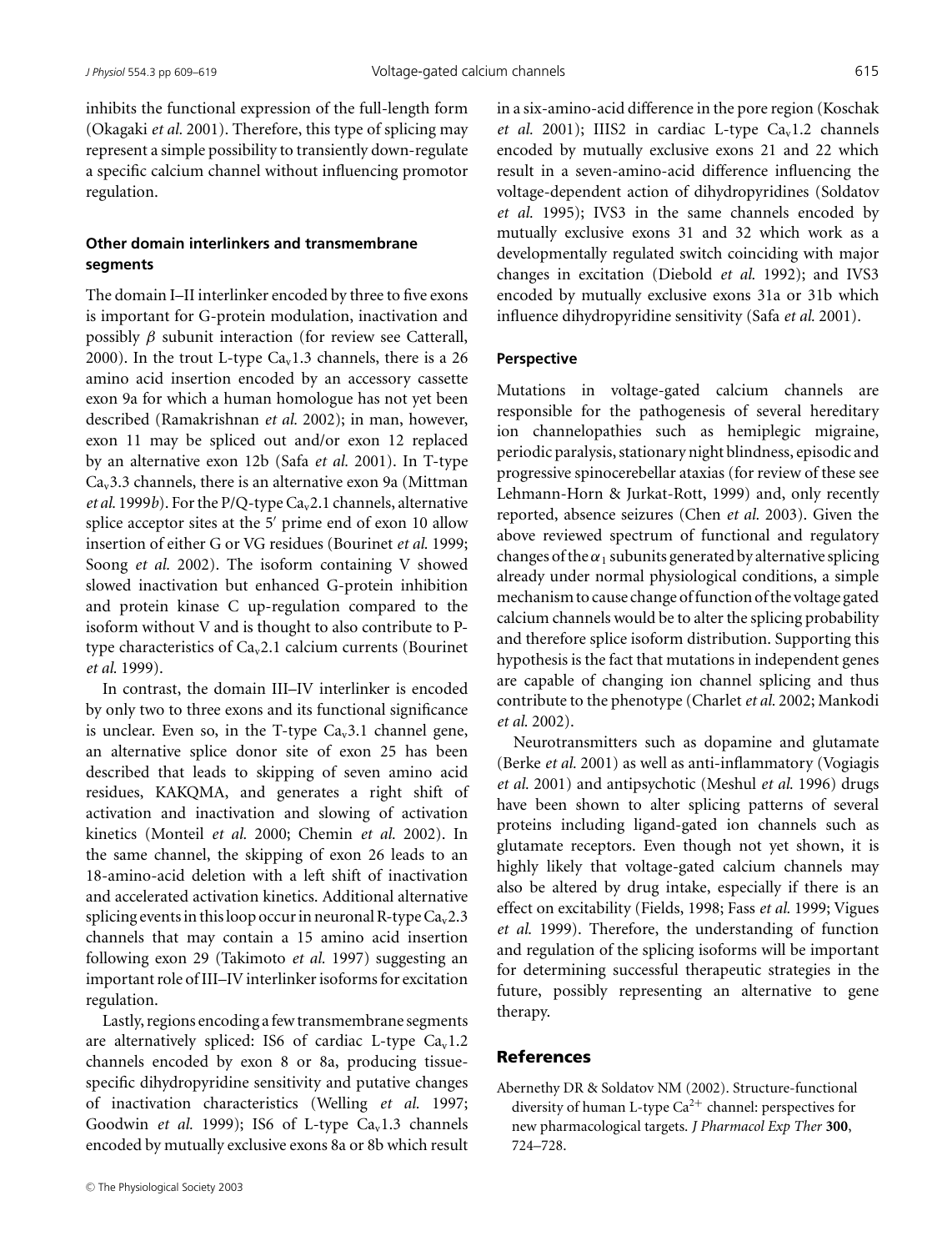inhibits the functional expression of the full-length form (Okagaki *et al.* 2001). Therefore, this type of splicing may represent a simple possibility to transiently down-regulate a specific calcium channel without influencing promotor regulation.

### Other domain interlinkers and transmembrane segments

The domain I–II interlinker encoded by three to five exons is important for G-protein modulation, inactivation and possibly $\beta$ subunit interaction (for review see Catterall, 2000). In the trout L-type $Ca_v1.3$ channels, there is a 26 amino acid insertion encoded by an accessory cassette exon 9a for which a human homologue has not yet been described (Ramakrishnan *et al.* 2002); in man, however, exon 11 may be spliced out and/or exon 12 replaced by an alternative exon 12b (Safa *et al.* 2001). In T-type $Ca_v3.3$ channels, there is an alternative exon 9a (Mittman *et al.* 1999*b*). For the P/Q-type $Ca_v2.1$ channels, alternative splice acceptor sites at the 5′ prime end of exon 10 allow insertion of either G or VG residues (Bourinet *et al.* 1999; Soong *et al.* 2002). The isoform containing V showed slowed inactivation but enhanced G-protein inhibition and protein kinase C up-regulation compared to the isoform without V and is thought to also contribute to P-type characteristics of $Ca_v2.1$ calcium currents (Bourinet *et al.* 1999).

In contrast, the domain III–IV interlinker is encoded by only two to three exons and its functional significance is unclear. Even so, in the T-type $Ca_v3.1$ channel gene, an alternative splice donor site of exon 25 has been described that leads to skipping of seven amino acid residues, KAKQMA, and generates a right shift of activation and inactivation and slowing of activation kinetics (Monteil *et al.* 2000; Chemin *et al.* 2002). In the same channel, the skipping of exon 26 leads to an 18-amino-acid deletion with a left shift of inactivation and accelerated activation kinetics. Additional alternative splicing events in this loop occur in neuronal R-type $Ca_v2.3$ channels that may contain a 15 amino acid insertion following exon 29 (Takimoto *et al.* 1997) suggesting an important role of III–IV interlinker isoforms for excitation regulation.

Lastly, regions encoding a few transmembrane segments are alternatively spliced: IS6 of cardiac L-type $Ca_v1.2$ channels encoded by exon 8 or 8a, producing tissue-specific dihydropyridine sensitivity and putative changes of inactivation characteristics (Welling *et al.* 1997; Goodwin *et al.* 1999); IS6 of L-type $Ca_v1.3$ channels encoded by mutually exclusive exons 8a or 8b which result in a six-amino-acid difference in the pore region (Koschak *et al.* 2001); IIIS2 in cardiac L-type $Ca_v1.2$ channels encoded by mutually exclusive exons 21 and 22 which result in a seven-amino-acid difference influencing the voltage-dependent action of dihydropyridines (Soldatov *et al.* 1995); IVS3 in the same channels encoded by mutually exclusive exons 31 and 32 which work as a developmentally regulated switch coinciding with major changes in excitation (Diebold *et al.* 1992); and IVS3 encoded by mutually exclusive exons 31a or 31b which influence dihydropyridine sensitivity (Safa *et al.* 2001).

### Perspective

Mutations in voltage-gated calcium channels are responsible for the pathogenesis of several hereditary ion channelopathies such as hemiplegic migraine, periodic paralysis, stationary night blindness, episodic and progressive spinocerebellar ataxias (for review of these see Lehmann-Horn & Jurkat-Rott, 1999) and, only recently reported, absence seizures (Chen *et al.* 2003). Given the above reviewed spectrum of functional and regulatory changes of the $\alpha_1$ subunits generated by alternative splicing already under normal physiological conditions, a simple mechanism to cause change of function of the voltage gated calcium channels would be to alter the splicing probability and therefore splice isoform distribution. Supporting this hypothesis is the fact that mutations in independent genes are capable of changing ion channel splicing and thus contribute to the phenotype (Charlet *et al.* 2002; Mankodi *et al.* 2002).

Neurotransmitters such as dopamine and glutamate (Berke *et al.* 2001) as well as anti-inflammatory (Vogiagis *et al.* 2001) and antipsychotic (Meshul *et al.* 1996) drugs have been shown to alter splicing patterns of several proteins including ligand-gated ion channels such as glutamate receptors. Even though not yet shown, it is highly likely that voltage-gated calcium channels may also be altered by drug intake, especially if there is an effect on excitability (Fields, 1998; Fass *et al.* 1999; Vigues *et al.* 1999). Therefore, the understanding of function and regulation of the splicing isoforms will be important for determining successful therapeutic strategies in the future, possibly representing an alternative to gene therapy.

## References

Abernethy DR & Soldatov NM (2002). Structure-functional diversity of human L-type $Ca^{2+}$ channel: perspectives for new pharmacological targets. *J Pharmacol Exp Ther* **300**, 724–728.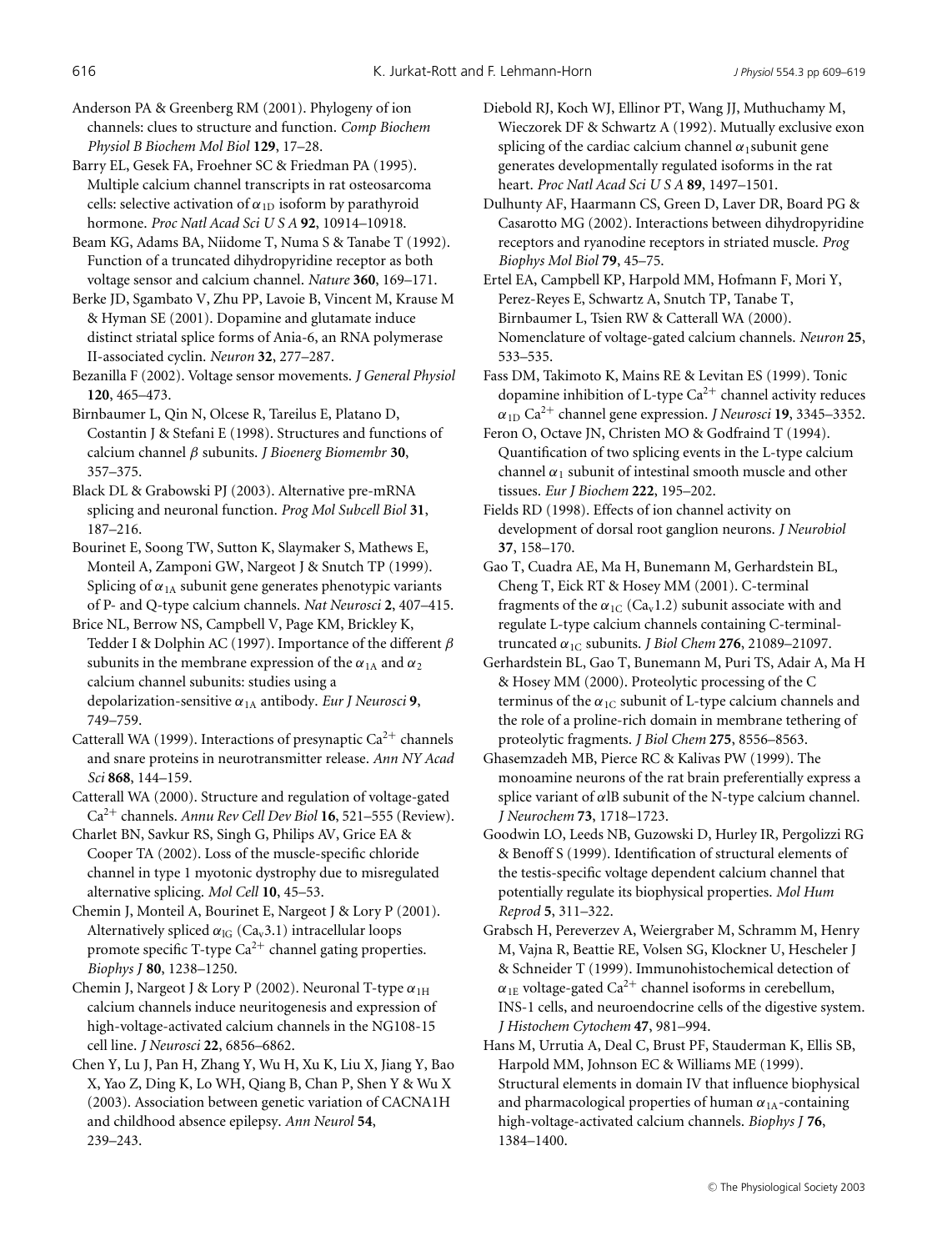Anderson PA & Greenberg RM (2001). Phylogeny of ion channels: clues to structure and function. *Comp Biochem Physiol B Biochem Mol Biol* **129**, 17–28.

Barry EL, Gesek FA, Froehner SC & Friedman PA (1995). Multiple calcium channel transcripts in rat osteosarcoma cells: selective activation of $\alpha_{1D}$ isoform by parathyroid hormone. *Proc Natl Acad Sci U S A* **92**, 10914–10918.

Beam KG, Adams BA, Niidome T, Numa S & Tanabe T (1992). Function of a truncated dihydropyridine receptor as both voltage sensor and calcium channel. *Nature* **360**, 169–171.

Berke JD, Sgambato V, Zhu PP, Lavoie B, Vincent M, Krause M & Hyman SE (2001). Dopamine and glutamate induce distinct striatal splice forms of Ania-6, an RNA polymerase II-associated cyclin. *Neuron* **32**, 277–287.

Bezanilla F (2002). Voltage sensor movements. *J General Physiol* **120**, 465–473.

Birnbaumer L, Qin N, Olcese R, Tareilus E, Platano D, Costantin J & Stefani E (1998). Structures and functions of calcium channel $\beta$ subunits. *J Bioenerg Biomembr* **30**, 357–375.

Black DL & Grabowski PJ (2003). Alternative pre-mRNA splicing and neuronal function. *Prog Mol Subcell Biol* **31**, 187–216.

Bourinet E, Soong TW, Sutton K, Slaymaker S, Mathews E, Monteil A, Zamponi GW, Nargeot J & Snutch TP (1999). Splicing of $\alpha_{1A}$ subunit gene generates phenotypic variants of P- and Q-type calcium channels. *Nat Neurosci* **2**, 407–415.

Brice NL, Berrow NS, Campbell V, Page KM, Brickley K, Tedder I & Dolphin AC (1997). Importance of the different $\beta$ subunits in the membrane expression of the $\alpha_{1A}$ and $\alpha_2$ calcium channel subunits: studies using a depolarization-sensitive $\alpha_{1A}$ antibody. *Eur J Neurosci* **9**, 749–759.

Catterall WA (1999). Interactions of presynaptic $Ca^{2+}$ channels and snare proteins in neurotransmitter release. *Ann NY Acad Sci* **868**, 144–159.

Catterall WA (2000). Structure and regulation of voltage-gated $Ca^{2+}$ channels. *Annu Rev Cell Dev Biol* **16**, 521–555 (Review).

Charlet BN, Savkur RS, Singh G, Philips AV, Grice EA & Cooper TA (2002). Loss of the muscle-specific chloride channel in type 1 myotonic dystrophy due to misregulated alternative splicing. *Mol Cell* **10**, 45–53.

Chemin J, Monteil A, Bourinet E, Nargeot J & Lory P (2001). Alternatively spliced $\alpha_{IG}$ ($Ca_v3.1$) intracellular loops promote specific T-type $Ca^{2+}$ channel gating properties. *Biophys J* **80**, 1238–1250.

Chemin J, Nargeot J & Lory P (2002). Neuronal T-type $\alpha_{1H}$ calcium channels induce neuritogenesis and expression of high-voltage-activated calcium channels in the NG108-15 cell line. *J Neurosci* **22**, 6856–6862.

Chen Y, Lu J, Pan H, Zhang Y, Wu H, Xu K, Liu X, Jiang Y, Bao X, Yao Z, Ding K, Lo WH, Qiang B, Chan P, Shen Y & Wu X (2003). Association between genetic variation of CACNA1H and childhood absence epilepsy. *Ann Neurol* **54**, 239–243.

Diebold RJ, Koch WJ, Ellinor PT, Wang JJ, Muthuchamy M, Wieczorek DF & Schwartz A (1992). Mutually exclusive exon splicing of the cardiac calcium channel $\alpha_1$subunit gene generates developmentally regulated isoforms in the rat heart. *Proc Natl Acad Sci U S A* **89**, 1497–1501.

Dulhunty AF, Haarmann CS, Green D, Laver DR, Board PG & Casarotto MG (2002). Interactions between dihydropyridine receptors and ryanodine receptors in striated muscle. *Prog Biophys Mol Biol* **79**, 45–75.

Ertel EA, Campbell KP, Harpold MM, Hofmann F, Mori Y, Perez-Reyes E, Schwartz A, Snutch TP, Tanabe T, Birnbaumer L, Tsien RW & Catterall WA (2000). Nomenclature of voltage-gated calcium channels. *Neuron* **25**, 533–535.

Fass DM, Takimoto K, Mains RE & Levitan ES (1999). Tonic dopamine inhibition of L-type $Ca^{2+}$ channel activity reduces $\alpha_{1D}$ $Ca^{2+}$ channel gene expression. *J Neurosci* **19**, 3345–3352.

Feron O, Octave JN, Christen MO & Godfraind T (1994). Quantification of two splicing events in the L-type calcium channel $\alpha_1$ subunit of intestinal smooth muscle and other tissues. *Eur J Biochem* **222**, 195–202.

Fields RD (1998). Effects of ion channel activity on development of dorsal root ganglion neurons. *J Neurobiol* **37**, 158–170.

Gao T, Cuadra AE, Ma H, Bunemann M, Gerhardstein BL, Cheng T, Eick RT & Hosey MM (2001). C-terminal fragments of the $\alpha_{1C}$ ($Ca_v1.2$) subunit associate with and regulate L-type calcium channels containing C-terminal-truncated $\alpha_{1C}$ subunits. *J Biol Chem* **276**, 21089–21097.

Gerhardstein BL, Gao T, Bunemann M, Puri TS, Adair A, Ma H & Hosey MM (2000). Proteolytic processing of the C terminus of the $\alpha_{1C}$ subunit of L-type calcium channels and the role of a proline-rich domain in membrane tethering of proteolytic fragments. *J Biol Chem* **275**, 8556–8563.

Ghasemzadeh MB, Pierce RC & Kalivas PW (1999). The monoamine neurons of the rat brain preferentially express a splice variant of $\alpha$lB subunit of the N-type calcium channel. *J Neurochem* **73**, 1718–1723.

Goodwin LO, Leeds NB, Guzowski D, Hurley IR, Pergolizzi RG & Benoff S (1999). Identification of structural elements of the testis-specific voltage dependent calcium channel that potentially regulate its biophysical properties. *Mol Hum Reprod* **5**, 311–322.

Grabsch H, Pereverzev A, Weiergraber M, Schramm M, Henry M, Vajna R, Beattie RE, Volsen SG, Klockner U, Hescheler J & Schneider T (1999). Immunohistochemical detection of $\alpha_{1E}$ voltage-gated $Ca^{2+}$ channel isoforms in cerebellum, INS-1 cells, and neuroendocrine cells of the digestive system. *J Histochem Cytochem* **47**, 981–994.

Hans M, Urrutia A, Deal C, Brust PF, Stauderman K, Ellis SB, Harpold MM, Johnson EC & Williams ME (1999). Structural elements in domain IV that influence biophysical and pharmacological properties of human $\alpha_{1A}$-containing high-voltage-activated calcium channels. *Biophys J* **76**, 1384–1400.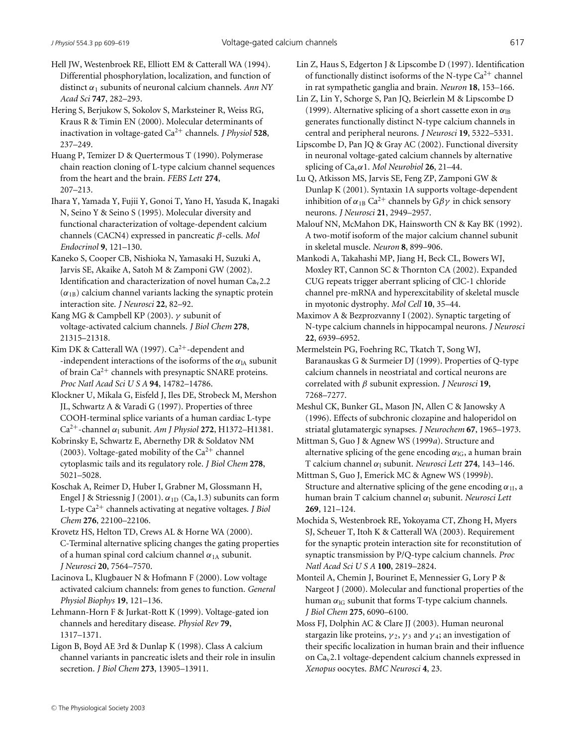Hell JW, Westenbroek RE, Elliott EM & Catterall WA (1994). Differential phosphorylation, localization, and function of distinct $\alpha_1$ subunits of neuronal calcium channels. *Ann NY Acad Sci* **747**, 282–293.

Hering S, Berjukow S, Sokolov S, Marksteiner R, Weiss RG, Kraus R & Timin EN (2000). Molecular determinants of inactivation in voltage-gated $Ca^{2+}$ channels. *J Physiol* **528**, 237–249.

Huang P, Temizer D & Quertermous T (1990). Polymerase chain reaction cloning of L-type calcium channel sequences from the heart and the brain. *FEBS Lett* **274**, 207–213.

Ihara Y, Yamada Y, Fujii Y, Gonoi T, Yano H, Yasuda K, Inagaki N, Seino Y & Seino S (1995). Molecular diversity and functional characterization of voltage-dependent calcium channels (CACN4) expressed in pancreatic $\beta$-cells. *Mol Endocrinol* **9**, 121–130.

Kaneko S, Cooper CB, Nishioka N, Yamasaki H, Suzuki A, Jarvis SE, Akaike A, Satoh M & Zamponi GW (2002). Identification and characterization of novel human $Ca_v2.2$ ($\alpha_{1B}$) calcium channel variants lacking the synaptic protein interaction site. *J Neurosci* **22**, 82–92.

Kang MG & Campbell KP (2003). $\gamma$ subunit of voltage-activated calcium channels. *J Biol Chem* **278**, 21315–21318.

Kim DK & Catterall WA (1997). $Ca^{2+}$-dependent and -independent interactions of the isoforms of the $\alpha_{1A}$ subunit of brain $Ca^{2+}$ channels with presynaptic SNARE proteins. *Proc Natl Acad Sci U S A* **94**, 14782–14786.

Klockner U, Mikala G, Eisfeld J, Iles DE, Strobeck M, Mershon JL, Schwartz A & Varadi G (1997). Properties of three COOH-terminal splice variants of a human cardiac L-type $Ca^{2+}$-channel $\alpha_1$ subunit. *Am J Physiol* **272**, H1372–H1381.

Kobrinsky E, Schwartz E, Abernethy DR & Soldatov NM (2003). Voltage-gated mobility of the $Ca^{2+}$ channel cytoplasmic tails and its regulatory role. *J Biol Chem* **278**, 5021–5028.

Koschak A, Reimer D, Huber I, Grabner M, Glossmann H, Engel J & Striessnig J (2001). $\alpha_{1D}$ ($Ca_v1.3$) subunits can form L-type $Ca^{2+}$ channels activating at negative voltages. *J Biol Chem* **276**, 22100–22106.

Krovetz HS, Helton TD, Crews AL & Horne WA (2000). C-Terminal alternative splicing changes the gating properties of a human spinal cord calcium channel $\alpha_{1A}$ subunit. *J Neurosci* **20**, 7564–7570.

Lacinova L, Klugbauer N & Hofmann F (2000). Low voltage activated calcium channels: from genes to function. *General Physiol Biophys* **19**, 121–136.

Lehmann-Horn F & Jurkat-Rott K (1999). Voltage-gated ion channels and hereditary disease. *Physiol Rev* **79**, 1317–1371.

Ligon B, Boyd AE 3rd & Dunlap K (1998). Class A calcium channel variants in pancreatic islets and their role in insulin secretion. *J Biol Chem* **273**, 13905–13911.

Lin Z, Haus S, Edgerton J & Lipscombe D (1997). Identification of functionally distinct isoforms of the N-type $Ca^{2+}$ channel in rat sympathetic ganglia and brain. *Neuron* **18**, 153–166.

Lin Z, Lin Y, Schorge S, Pan JQ, Beierlein M & Lipscombe D (1999). Alternative splicing of a short cassette exon in $\alpha_{1B}$ generates functionally distinct N-type calcium channels in central and peripheral neurons. *J Neurosci* **19**, 5322–5331.

Lipscombe D, Pan JQ & Gray AC (2002). Functional diversity in neuronal voltage-gated calcium channels by alternative splicing of $Ca_v\alpha1$. *Mol Neurobiol* **26**, 21–44.

Lu Q, Atkisson MS, Jarvis SE, Feng ZP, Zamponi GW & Dunlap K (2001). Syntaxin 1A supports voltage-dependent inhibition of $\alpha_{1B}$ $Ca^{2+}$ channels by $G\beta\gamma$ in chick sensory neurons. *J Neurosci* **21**, 2949–2957.

Malouf NN, McMahon DK, Hainsworth CN & Kay BK (1992). A two-motif isoform of the major calcium channel subunit in skeletal muscle. *Neuron* **8**, 899–906.

Mankodi A, Takahashi MP, Jiang H, Beck CL, Bowers WJ, Moxley RT, Cannon SC & Thornton CA (2002). Expanded CUG repeats trigger aberrant splicing of ClC-1 chloride channel pre-mRNA and hyperexcitability of skeletal muscle in myotonic dystrophy. *Mol Cell* **10**, 35–44.

Maximov A & Bezprozvanny I (2002). Synaptic targeting of N-type calcium channels in hippocampal neurons. *J Neurosci* **22**, 6939–6952.

Mermelstein PG, Foehring RC, Tkatch T, Song WJ, Baranauskas G & Surmeier DJ (1999). Properties of Q-type calcium channels in neostriatal and cortical neurons are correlated with $\beta$ subunit expression. *J Neurosci* **19**, 7268–7277.

Meshul CK, Bunker GL, Mason JN, Allen C & Janowsky A (1996). Effects of subchronic clozapine and haloperidol on striatal glutamatergic synapses. *J Neurochem* **67**, 1965–1973.

Mittman S, Guo J & Agnew WS (1999*a*). Structure and alternative splicing of the gene encoding $\alpha_{1G}$, a human brain T calcium channel $\alpha_1$ subunit. *Neurosci Lett* **274**, 143–146.

Mittman S, Guo J, Emerick MC & Agnew WS (1999*b*). Structure and alternative splicing of the gene encoding $\alpha_{1I}$, a human brain T calcium channel $\alpha_1$ subunit. *Neurosci Lett* **269**, 121–124.

Mochida S, Westenbroek RE, Yokoyama CT, Zhong H, Myers SJ, Scheuer T, Itoh K & Catterall WA (2003). Requirement for the synaptic protein interaction site for reconstitution of synaptic transmission by P/Q-type calcium channels. *Proc Natl Acad Sci U S A* **100**, 2819–2824.

Monteil A, Chemin J, Bourinet E, Mennessier G, Lory P & Nargeot J (2000). Molecular and functional properties of the human $\alpha_{1G}$ subunit that forms T-type calcium channels. *J Biol Chem* **275**, 6090–6100.

Moss FJ, Dolphin AC & Clare JJ (2003). Human neuronal stargazin like proteins, $\gamma_2$, $\gamma_3$ and $\gamma_4$; an investigation of their specific localization in human brain and their influence on $Ca_v2.1$ voltage-dependent calcium channels expressed in *Xenopus* oocytes. *BMC Neurosci* **4**, 23.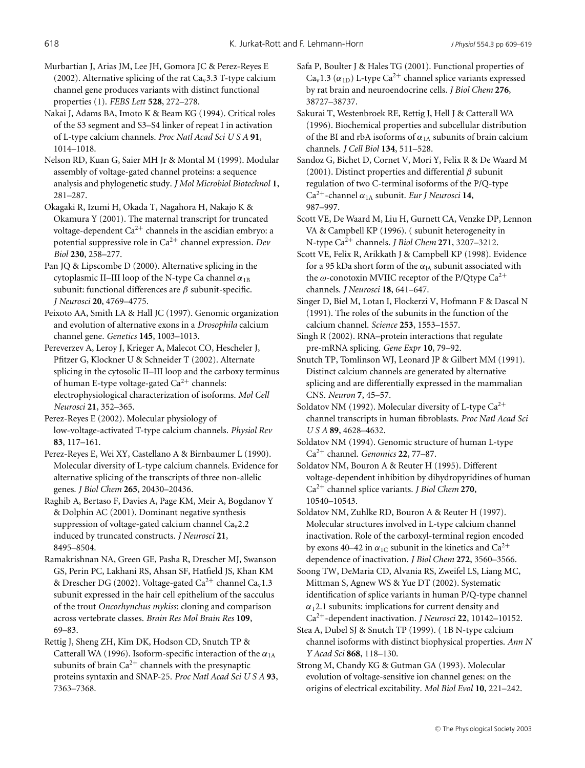Murbartian J, Arias JM, Lee JH, Gomora JC & Perez-Reyes E (2002). Alternative splicing of the rat $Ca_v3.3$ T-type calcium channel gene produces variants with distinct functional properties (1). *FEBS Lett* **528**, 272–278.

Nakai J, Adams BA, Imoto K & Beam KG (1994). Critical roles of the S3 segment and S3–S4 linker of repeat I in activation of L-type calcium channels. *Proc Natl Acad Sci U S A* **91**, 1014–1018.

Nelson RD, Kuan G, Saier MH Jr & Montal M (1999). Modular assembly of voltage-gated channel proteins: a sequence analysis and phylogenetic study. *J Mol Microbiol Biotechnol* **1**, 281–287.

Okagaki R, Izumi H, Okada T, Nagahora H, Nakajo K & Okamura Y (2001). The maternal transcript for truncated voltage-dependent $Ca^{2+}$ channels in the ascidian embryo: a potential suppressive role in $Ca^{2+}$ channel expression. *Dev Biol* **230**, 258–277.

Pan JQ & Lipscombe D (2000). Alternative splicing in the cytoplasmic II–III loop of the N-type Ca channel $\alpha_{1B}$ subunit: functional differences are $\beta$ subunit-specific. *J Neurosci* **20**, 4769–4775.

Peixoto AA, Smith LA & Hall JC (1997). Genomic organization and evolution of alternative exons in a *Drosophila* calcium channel gene. *Genetics* **145**, 1003–1013.

Pereverzev A, Leroy J, Krieger A, Malecot CO, Hescheler J, Pfitzer G, Klockner U & Schneider T (2002). Alternate splicing in the cytosolic II–III loop and the carboxy terminus of human E-type voltage-gated $Ca^{2+}$ channels: electrophysiological characterization of isoforms. *Mol Cell Neurosci* **21**, 352–365.

Perez-Reyes E (2002). Molecular physiology of low-voltage-activated T-type calcium channels. *Physiol Rev* **83**, 117–161.

Perez-Reyes E, Wei XY, Castellano A & Birnbaumer L (1990). Molecular diversity of L-type calcium channels. Evidence for alternative splicing of the transcripts of three non-allelic genes. *J Biol Chem* **265**, 20430–20436.

Raghib A, Bertaso F, Davies A, Page KM, Meir A, Bogdanov Y & Dolphin AC (2001). Dominant negative synthesis suppression of voltage-gated calcium channel $Ca_v2.2$ induced by truncated constructs. *J Neurosci* **21**, 8495–8504.

Ramakrishnan NA, Green GE, Pasha R, Drescher MJ, Swanson GS, Perin PC, Lakhani RS, Ahsan SF, Hatfield JS, Khan KM & Drescher DG (2002). Voltage-gated $Ca^{2+}$ channel $Ca_v1.3$ subunit expressed in the hair cell epithelium of the sacculus of the trout *Oncorhynchus mykiss*: cloning and comparison across vertebrate classes. *Brain Res Mol Brain Res* **109**, 69–83.

Rettig J, Sheng ZH, Kim DK, Hodson CD, Snutch TP & Catterall WA (1996). Isoform-specific interaction of the $\alpha_{1A}$ subunits of brain $Ca^{2+}$ channels with the presynaptic proteins syntaxin and SNAP-25. *Proc Natl Acad Sci U S A* **93**, 7363–7368.

Safa P, Boulter J & Hales TG (2001). Functional properties of $Ca_v1.3$ ($\alpha_{1D}$) L-type $Ca^{2+}$ channel splice variants expressed by rat brain and neuroendocrine cells. *J Biol Chem* **276**, 38727–38737.

Sakurai T, Westenbroek RE, Rettig J, Hell J & Catterall WA (1996). Biochemical properties and subcellular distribution of the BI and rbA isoforms of $\alpha_{1A}$ subunits of brain calcium channels. *J Cell Biol* **134**, 511–528.

Sandoz G, Bichet D, Cornet V, Mori Y, Felix R & De Waard M (2001). Distinct properties and differential $\beta$ subunit regulation of two C-terminal isoforms of the P/Q-type $Ca^{2+}$-channel $\alpha_{1A}$ subunit. *Eur J Neurosci* **14**, 987–997.

Scott VE, De Waard M, Liu H, Gurnett CA, Venzke DP, Lennon VA & Campbell KP (1996). ( subunit heterogeneity in N-type $Ca^{2+}$ channels. *J Biol Chem* **271**, 3207–3212.

Scott VE, Felix R, Arikkath J & Campbell KP (1998). Evidence for a 95 kDa short form of the $\alpha_{1A}$ subunit associated with the $\omega$-conotoxin MVIIC receptor of the P/Qtype $Ca^{2+}$ channels. *J Neurosci* **18**, 641–647.

Singer D, Biel M, Lotan I, Flockerzi V, Hofmann F & Dascal N (1991). The roles of the subunits in the function of the calcium channel. *Science* **253**, 1553–1557.

Singh R (2002). RNA–protein interactions that regulate pre-mRNA splicing. *Gene Expr* **10**, 79–92.

Snutch TP, Tomlinson WJ, Leonard JP & Gilbert MM (1991). Distinct calcium channels are generated by alternative splicing and are differentially expressed in the mammalian CNS. *Neuron* **7**, 45–57.

Soldatov NM (1992). Molecular diversity of L-type $Ca^{2+}$ channel transcripts in human fibroblasts. *Proc Natl Acad Sci U S A* **89**, 4628–4632.

Soldatov NM (1994). Genomic structure of human L-type $Ca^{2+}$ channel. *Genomics* **22**, 77–87.

Soldatov NM, Bouron A & Reuter H (1995). Different voltage-dependent inhibition by dihydropyridines of human $Ca^{2+}$ channel splice variants. *J Biol Chem* **270**, 10540–10543.

Soldatov NM, Zuhlke RD, Bouron A & Reuter H (1997). Molecular structures involved in L-type calcium channel inactivation. Role of the carboxyl-terminal region encoded by exons 40–42 in $\alpha_{1C}$ subunit in the kinetics and $Ca^{2+}$ dependence of inactivation. *J Biol Chem* **272**, 3560–3566.

Soong TW, DeMaria CD, Alvania RS, Zweifel LS, Liang MC, Mittman S, Agnew WS & Yue DT (2002). Systematic identification of splice variants in human P/Q-type channel $\alpha_12.1$ subunits: implications for current density and $Ca^{2+}$-dependent inactivation. *J Neurosci* **22**, 10142–10152.

Stea A, Dubel SJ & Snutch TP (1999). ( 1B N-type calcium channel isoforms with distinct biophysical properties. *Ann N Y Acad Sci* **868**, 118–130.

Strong M, Chandy KG & Gutman GA (1993). Molecular evolution of voltage-sensitive ion channel genes: on the origins of electrical excitability. *Mol Biol Evol* **10**, 221–242.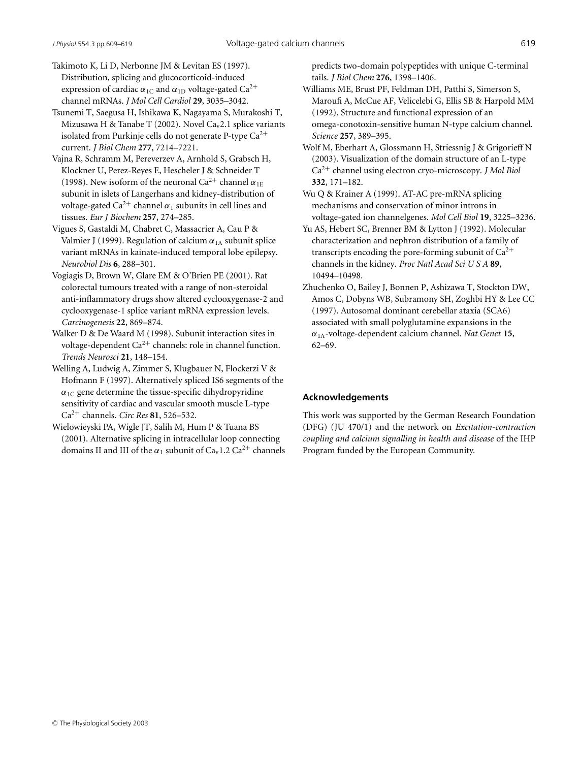Takimoto K, Li D, Nerbonne JM & Levitan ES (1997). Distribution, splicing and glucocorticoid-induced expression of cardiac $\alpha_{1C}$ and $\alpha_{1D}$ voltage-gated $Ca^{2+}$ channel mRNAs. *J Mol Cell Cardiol* **29**, 3035–3042.

Tsunemi T, Saegusa H, Ishikawa K, Nagayama S, Murakoshi T, Mizusawa H & Tanabe T (2002). Novel $Ca_v2.1$ splice variants isolated from Purkinje cells do not generate P-type $Ca^{2+}$ current. *J Biol Chem* **277**, 7214–7221.

Vajna R, Schramm M, Pereverzev A, Arnhold S, Grabsch H, Klockner U, Perez-Reyes E, Hescheler J & Schneider T (1998). New isoform of the neuronal $Ca^{2+}$ channel $\alpha_{1E}$ subunit in islets of Langerhans and kidney-distribution of voltage-gated $Ca^{2+}$ channel $\alpha_1$ subunits in cell lines and tissues. *Eur J Biochem* **257**, 274–285.

Vigues S, Gastaldi M, Chabret C, Massacrier A, Cau P & Valmier J (1999). Regulation of calcium $\alpha_{1A}$ subunit splice variant mRNAs in kainate-induced temporal lobe epilepsy. *Neurobiol Dis* **6**, 288–301.

Vogiagis D, Brown W, Glare EM & O'Brien PE (2001). Rat colorectal tumours treated with a range of non-steroidal anti-inflammatory drugs show altered cyclooxygenase-2 and cyclooxygenase-1 splice variant mRNA expression levels. *Carcinogenesis* **22**, 869–874.

Walker D & De Waard M (1998). Subunit interaction sites in voltage-dependent $Ca^{2+}$ channels: role in channel function. *Trends Neurosci* **21**, 148–154.

Welling A, Ludwig A, Zimmer S, Klugbauer N, Flockerzi V & Hofmann F (1997). Alternatively spliced IS6 segments of the $\alpha_{1C}$ gene determine the tissue-specific dihydropyridine sensitivity of cardiac and vascular smooth muscle L-type $Ca^{2+}$ channels. *Circ Res* **81**, 526–532.

Wielowieyski PA, Wigle JT, Salih M, Hum P & Tuana BS (2001). Alternative splicing in intracellular loop connecting domains II and III of the $\alpha_1$ subunit of $Ca_v1.2$ $Ca^{2+}$ channels predicts two-domain polypeptides with unique C-terminal tails. *J Biol Chem* **276**, 1398–1406.

Williams ME, Brust PF, Feldman DH, Patthi S, Simerson S, Maroufi A, McCue AF, Velicelebi G, Ellis SB & Harpold MM (1992). Structure and functional expression of an omega-conotoxin-sensitive human N-type calcium channel. *Science* **257**, 389–395.

Wolf M, Eberhart A, Glossmann H, Striessnig J & Grigorieff N (2003). Visualization of the domain structure of an L-type $Ca^{2+}$ channel using electron cryo-microscopy. *J Mol Biol* **332**, 171–182.

Wu Q & Krainer A (1999). AT-AC pre-mRNA splicing mechanisms and conservation of minor introns in voltage-gated ion channelgenes. *Mol Cell Biol* **19**, 3225–3236.

Yu AS, Hebert SC, Brenner BM & Lytton J (1992). Molecular characterization and nephron distribution of a family of transcripts encoding the pore-forming subunit of $Ca^{2+}$ channels in the kidney. *Proc Natl Acad Sci U S A* **89**, 10494–10498.

Zhuchenko O, Bailey J, Bonnen P, Ashizawa T, Stockton DW, Amos C, Dobyns WB, Subramony SH, Zoghbi HY & Lee CC (1997). Autosomal dominant cerebellar ataxia (SCA6) associated with small polyglutamine expansions in the $\alpha_{1A}$-voltage-dependent calcium channel. *Nat Genet* **15**, 62–69.

## Acknowledgements

This work was supported by the German Research Foundation (DFG) (JU 470/1) and the network on *Excitation-contraction coupling and calcium signalling in health and disease* of the IHP Program funded by the European Community.